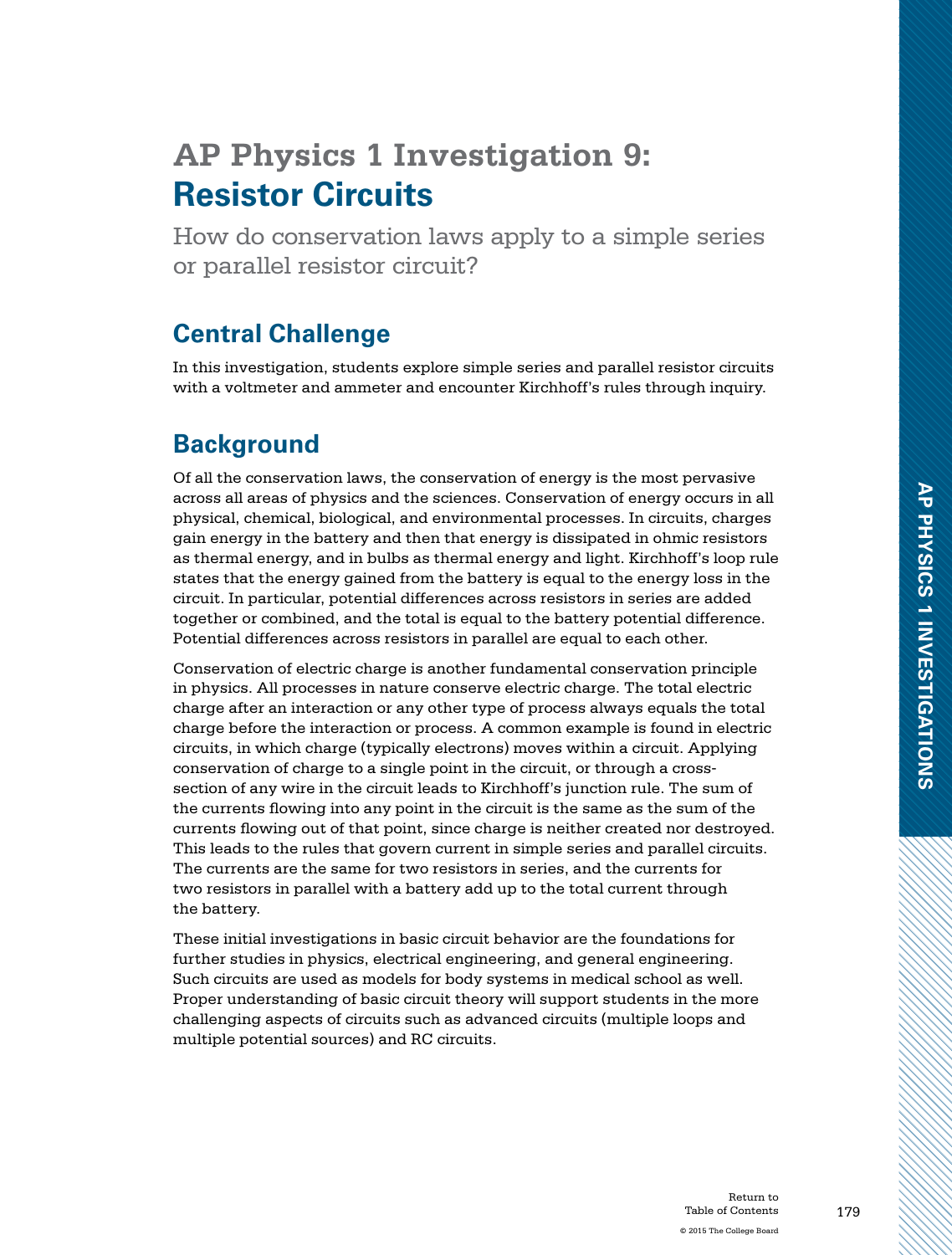# AP Physics 1 Investigation 9: Resistor Circuits

How do conservation laws apply to a simple series or parallel resistor circuit?

## Central Challenge

In this investigation, students explore simple series and parallel resistor circuits with a voltmeter and ammeter and encounter Kirchhoff's rules through inquiry.

## Background

Of all the conservation laws, the conservation of energy is the most pervasive across all areas of physics and the sciences. Conservation of energy occurs in all physical, chemical, biological, and environmental processes. In circuits, charges gain energy in the battery and then that energy is dissipated in ohmic resistors as thermal energy, and in bulbs as thermal energy and light. Kirchhoff's loop rule states that the energy gained from the battery is equal to the energy loss in the circuit. In particular, potential differences across resistors in series are added together or combined, and the total is equal to the battery potential difference. Potential differences across resistors in parallel are equal to each other.

Conservation of electric charge is another fundamental conservation principle in physics. All processes in nature conserve electric charge. The total electric charge after an interaction or any other type of process always equals the total charge before the interaction or process. A common example is found in electric circuits, in which charge (typically electrons) moves within a circuit. Applying conservation of charge to a single point in the circuit, or through a cross-section of any wire in the circuit leads to Kirchhoff's junction rule. The sum of the currents flowing into any point in the circuit is the same as the sum of the currents flowing out of that point, since charge is neither created nor destroyed. This leads to the rules that govern current in simple series and parallel circuits. The currents are the same for two resistors in series, and the currents for two resistors in parallel with a battery add up to the total current through the battery.

These initial investigations in basic circuit behavior are the foundations for further studies in physics, electrical engineering, and general engineering. Such circuits are used as models for body systems in medical school as well. Proper understanding of basic circuit theory will support students in the more challenging aspects of circuits such as advanced circuits (multiple loops and multiple potential sources) and RC circuits.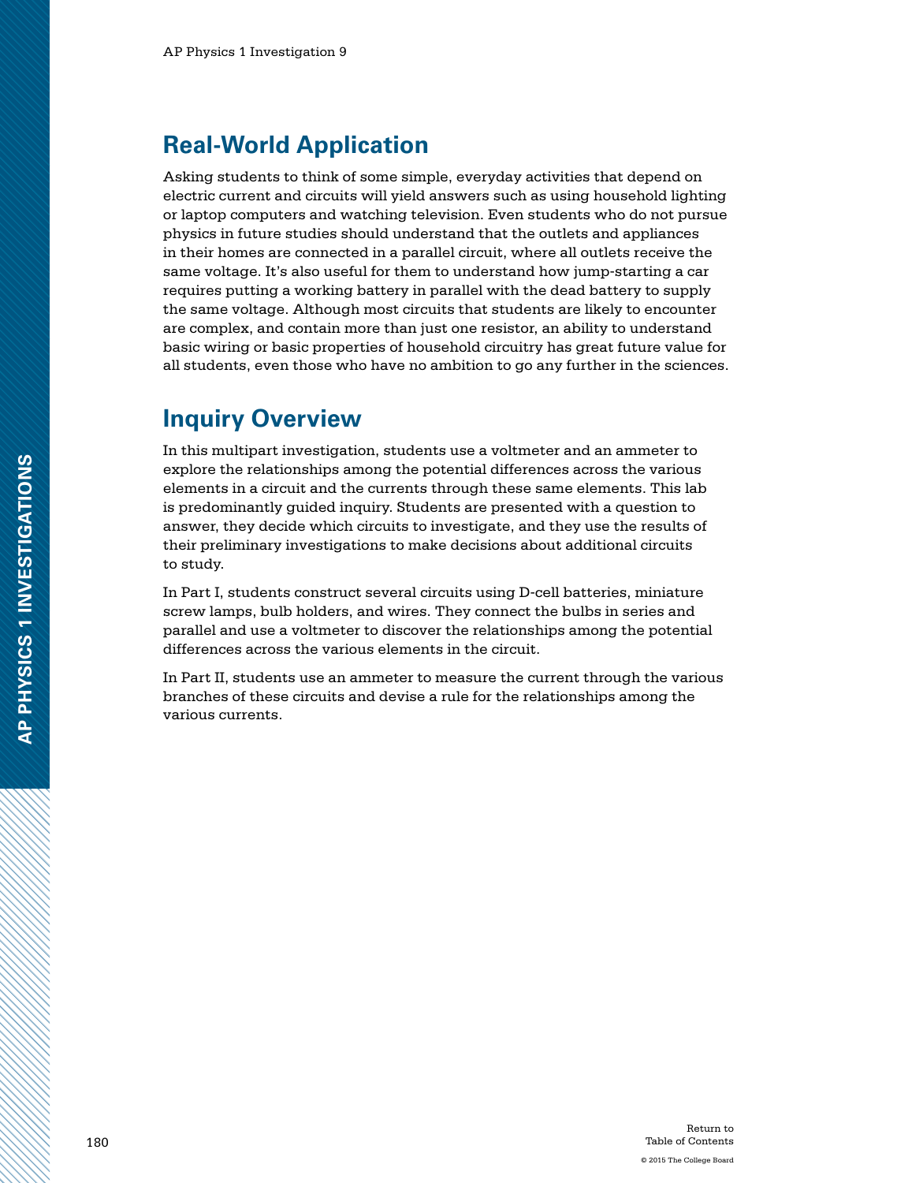## Real-World Application

Asking students to think of some simple, everyday activities that depend on electric current and circuits will yield answers such as using household lighting or laptop computers and watching television. Even students who do not pursue physics in future studies should understand that the outlets and appliances in their homes are connected in a parallel circuit, where all outlets receive the same voltage. It's also useful for them to understand how jump-starting a car requires putting a working battery in parallel with the dead battery to supply the same voltage. Although most circuits that students are likely to encounter are complex, and contain more than just one resistor, an ability to understand basic wiring or basic properties of household circuitry has great future value for all students, even those who have no ambition to go any further in the sciences.

## Inquiry Overview

In this multipart investigation, students use a voltmeter and an ammeter to explore the relationships among the potential differences across the various elements in a circuit and the currents through these same elements. This lab is predominantly guided inquiry. Students are presented with a question to answer, they decide which circuits to investigate, and they use the results of their preliminary investigations to make decisions about additional circuits to study.

In Part I, students construct several circuits using D-cell batteries, miniature screw lamps, bulb holders, and wires. They connect the bulbs in series and parallel and use a voltmeter to discover the relationships among the potential differences across the various elements in the circuit.

In Part II, students use an ammeter to measure the current through the various branches of these circuits and devise a rule for the relationships among the various currents.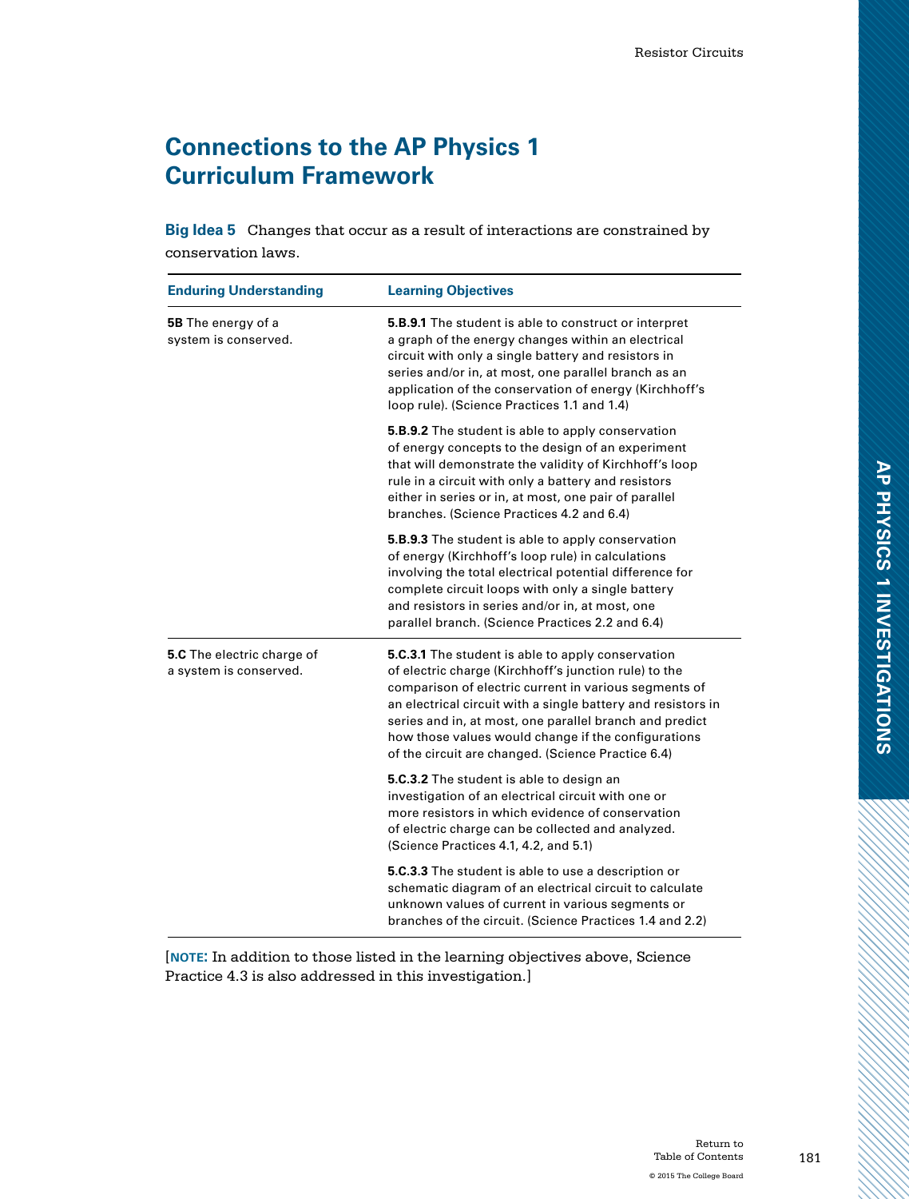# Connections to the AP Physics 1 Curriculum Framework

**Big Idea 5** Changes that occur as a result of interactions are constrained by conservation laws.

| Enduring Understanding | Learning Objectives |
| --- | --- |
| **5B** The energy of a system is conserved. | **5.B.9.1** The student is able to construct or interpret a graph of the energy changes within an electrical circuit with only a single battery and resistors in series and/or in, at most, one parallel branch as an application of the conservation of energy (Kirchhoff's loop rule). (Science Practices 1.1 and 1.4) |
| | **5.B.9.2** The student is able to apply conservation of energy concepts to the design of an experiment that will demonstrate the validity of Kirchhoff's loop rule in a circuit with only a battery and resistors either in series or in, at most, one pair of parallel branches. (Science Practices 4.2 and 6.4) |
| | **5.B.9.3** The student is able to apply conservation of energy (Kirchhoff's loop rule) in calculations involving the total electrical potential difference for complete circuit loops with only a single battery and resistors in series and/or in, at most, one parallel branch. (Science Practices 2.2 and 6.4) |
| **5.C** The electric charge of a system is conserved. | **5.C.3.1** The student is able to apply conservation of electric charge (Kirchhoff's junction rule) to the comparison of electric current in various segments of an electrical circuit with a single battery and resistors in series and in, at most, one parallel branch and predict how those values would change if the configurations of the circuit are changed. (Science Practice 6.4) |
| | **5.C.3.2** The student is able to design an investigation of an electrical circuit with one or more resistors in which evidence of conservation of electric charge can be collected and analyzed. (Science Practices 4.1, 4.2, and 5.1) |
| | **5.C.3.3** The student is able to use a description or schematic diagram of an electrical circuit to calculate unknown values of current in various segments or branches of the circuit. (Science Practices 1.4 and 2.2) |

[**NOTE:** In addition to those listed in the learning objectives above, Science Practice 4.3 is also addressed in this investigation.]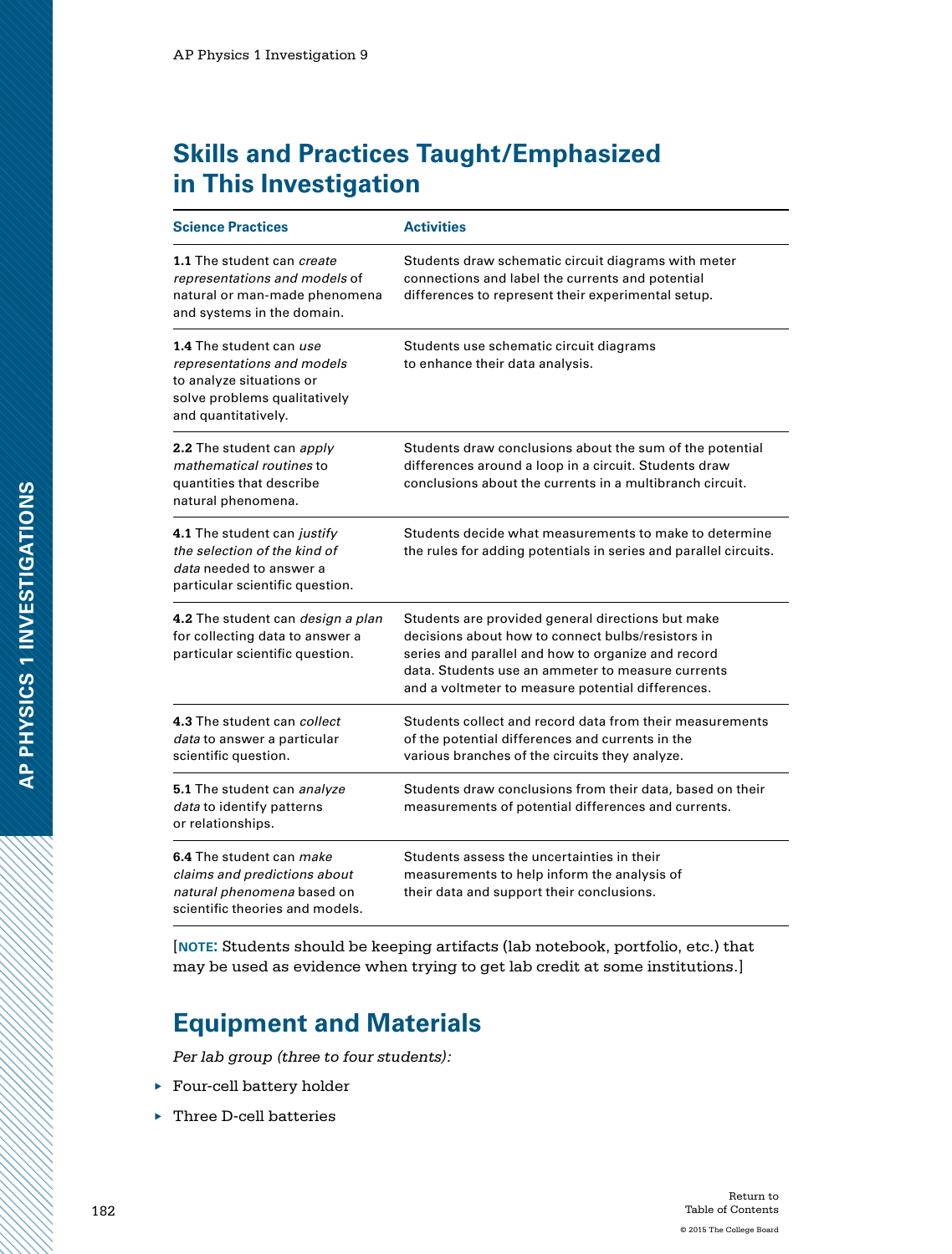## Skills and Practices Taught/Emphasized in This Investigation

| Science Practices | Activities |
|---|---|
| **1.1** The student can *create representations and models* of natural or man-made phenomena and systems in the domain. | Students draw schematic circuit diagrams with meter connections and label the currents and potential differences to represent their experimental setup. |
| **1.4** The student can *use representations and models* to analyze situations or solve problems qualitatively and quantitatively. | Students use schematic circuit diagrams to enhance their data analysis. |
| **2.2** The student can *apply mathematical routines* to quantities that describe natural phenomena. | Students draw conclusions about the sum of the potential differences around a loop in a circuit. Students draw conclusions about the currents in a multibranch circuit. |
| **4.1** The student can *justify the selection of the kind of data* needed to answer a particular scientific question. | Students decide what measurements to make to determine the rules for adding potentials in series and parallel circuits. |
| **4.2** The student can *design a plan* for collecting data to answer a particular scientific question. | Students are provided general directions but make decisions about how to connect bulbs/resistors in series and parallel and how to organize and record data. Students use an ammeter to measure currents and a voltmeter to measure potential differences. |
| **4.3** The student can *collect data* to answer a particular scientific question. | Students collect and record data from their measurements of the potential differences and currents in the various branches of the circuits they analyze. |
| **5.1** The student can *analyze data* to identify patterns or relationships. | Students draw conclusions from their data, based on their measurements of potential differences and currents. |
| **6.4** The student can *make claims and predictions about natural phenomena* based on scientific theories and models. | Students assess the uncertainties in their measurements to help inform the analysis of their data and support their conclusions. |

[**NOTE:** Students should be keeping artifacts (lab notebook, portfolio, etc.) that may be used as evidence when trying to get lab credit at some institutions.]

## Equipment and Materials

*Per lab group (three to four students):*

- Four-cell battery holder
- Three D-cell batteries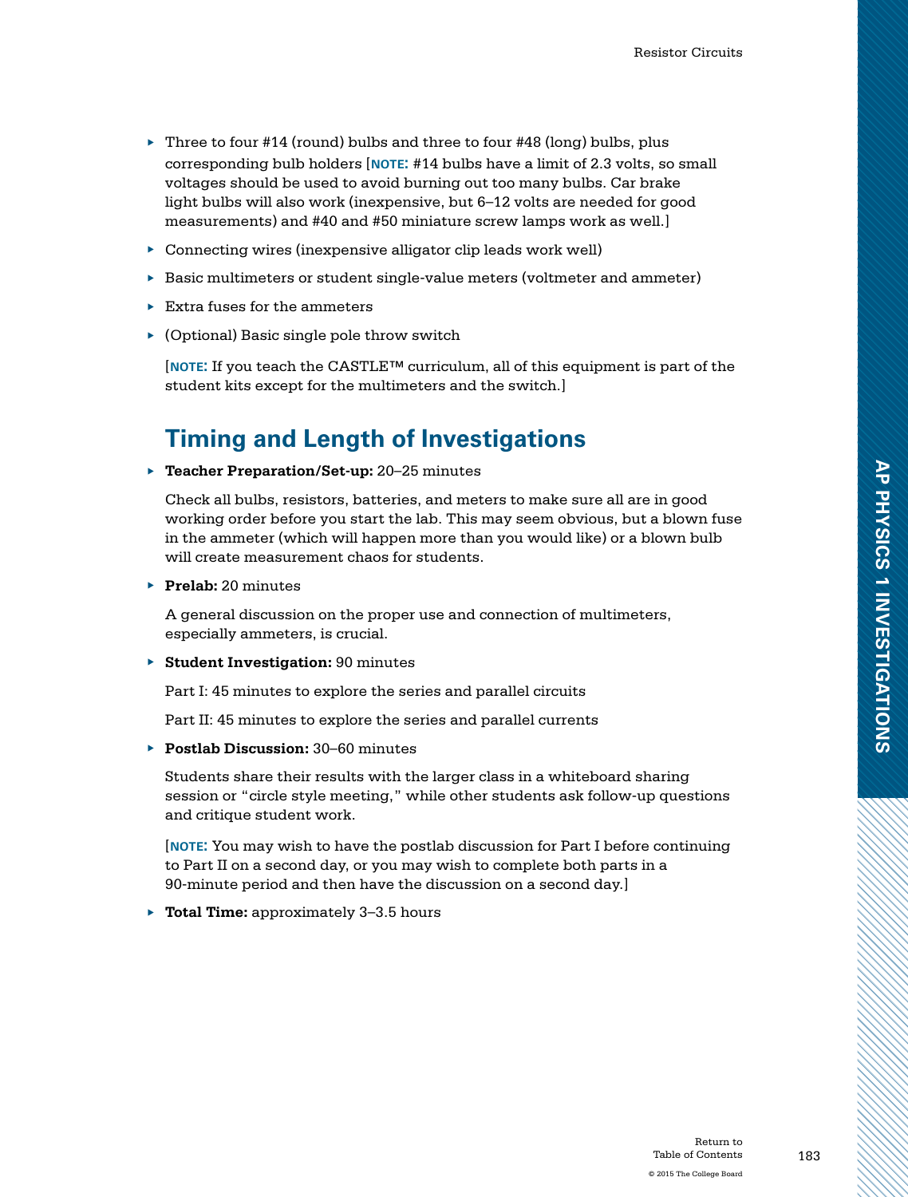- Three to four #14 (round) bulbs and three to four #48 (long) bulbs, plus corresponding bulb holders [**NOTE:** #14 bulbs have a limit of 2.3 volts, so small voltages should be used to avoid burning out too many bulbs. Car brake light bulbs will also work (inexpensive, but 6–12 volts are needed for good measurements) and #40 and #50 miniature screw lamps work as well.]
- Connecting wires (inexpensive alligator clip leads work well)
- Basic multimeters or student single-value meters (voltmeter and ammeter)
- Extra fuses for the ammeters
- (Optional) Basic single pole throw switch

[**NOTE:** If you teach the CASTLE™ curriculum, all of this equipment is part of the student kits except for the multimeters and the switch.]

## Timing and Length of Investigations

- **Teacher Preparation/Set-up:** 20–25 minutes

  Check all bulbs, resistors, batteries, and meters to make sure all are in good working order before you start the lab. This may seem obvious, but a blown fuse in the ammeter (which will happen more than you would like) or a blown bulb will create measurement chaos for students.

- **Prelab:** 20 minutes

  A general discussion on the proper use and connection of multimeters, especially ammeters, is crucial.

- **Student Investigation:** 90 minutes

  Part I: 45 minutes to explore the series and parallel circuits

  Part II: 45 minutes to explore the series and parallel currents

- **Postlab Discussion:** 30–60 minutes

  Students share their results with the larger class in a whiteboard sharing session or "circle style meeting," while other students ask follow-up questions and critique student work.

  [**NOTE:** You may wish to have the postlab discussion for Part I before continuing to Part II on a second day, or you may wish to complete both parts in a 90-minute period and then have the discussion on a second day.]

- **Total Time:** approximately 3–3.5 hours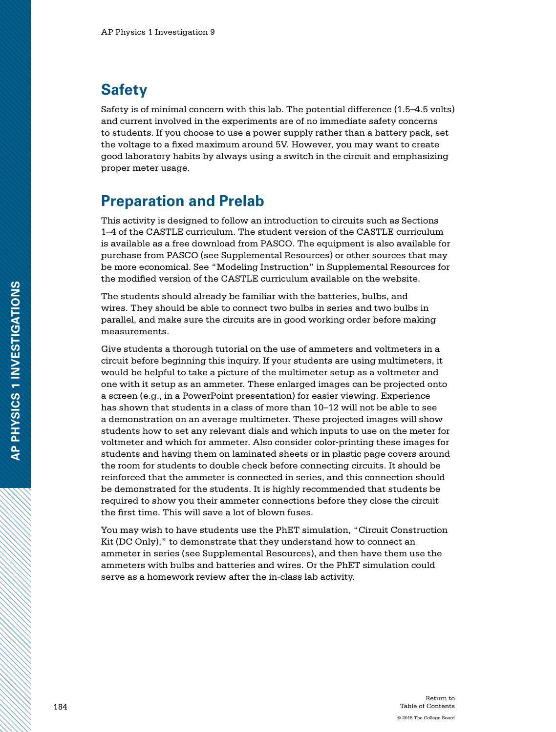## Safety

Safety is of minimal concern with this lab. The potential difference (1.5–4.5 volts) and current involved in the experiments are of no immediate safety concerns to students. If you choose to use a power supply rather than a battery pack, set the voltage to a fixed maximum around 5V. However, you may want to create good laboratory habits by always using a switch in the circuit and emphasizing proper meter usage.

## Preparation and Prelab

This activity is designed to follow an introduction to circuits such as Sections 1–4 of the CASTLE curriculum. The student version of the CASTLE curriculum is available as a free download from PASCO. The equipment is also available for purchase from PASCO (see Supplemental Resources) or other sources that may be more economical. See "Modeling Instruction" in Supplemental Resources for the modified version of the CASTLE curriculum available on the website.

The students should already be familiar with the batteries, bulbs, and wires. They should be able to connect two bulbs in series and two bulbs in parallel, and make sure the circuits are in good working order before making measurements.

Give students a thorough tutorial on the use of ammeters and voltmeters in a circuit before beginning this inquiry. If your students are using multimeters, it would be helpful to take a picture of the multimeter setup as a voltmeter and one with it setup as an ammeter. These enlarged images can be projected onto a screen (e.g., in a PowerPoint presentation) for easier viewing. Experience has shown that students in a class of more than 10–12 will not be able to see a demonstration on an average multimeter. These projected images will show students how to set any relevant dials and which inputs to use on the meter for voltmeter and which for ammeter. Also consider color-printing these images for students and having them on laminated sheets or in plastic page covers around the room for students to double check before connecting circuits. It should be reinforced that the ammeter is connected in series, and this connection should be demonstrated for the students. It is highly recommended that students be required to show you their ammeter connections before they close the circuit the first time. This will save a lot of blown fuses.

You may wish to have students use the PhET simulation, "Circuit Construction Kit (DC Only)," to demonstrate that they understand how to connect an ammeter in series (see Supplemental Resources), and then have them use the ammeters with bulbs and batteries and wires. Or the PhET simulation could serve as a homework review after the in-class lab activity.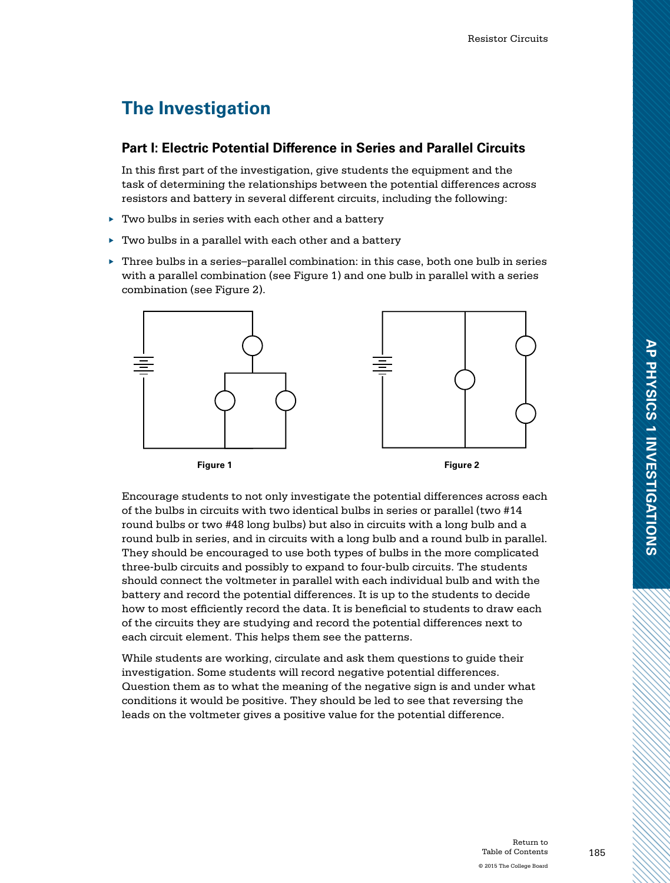## The Investigation

### Part I: Electric Potential Difference in Series and Parallel Circuits

In this first part of the investigation, give students the equipment and the task of determining the relationships between the potential differences across resistors and battery in several different circuits, including the following:

- Two bulbs in series with each other and a battery
- Two bulbs in a parallel with each other and a battery
- Three bulbs in a series–parallel combination: in this case, both one bulb in series with a parallel combination (see Figure 1) and one bulb in parallel with a series combination (see Figure 2).

Figure 1

Figure 2

Encourage students to not only investigate the potential differences across each of the bulbs in circuits with two identical bulbs in series or parallel (two #14 round bulbs or two #48 long bulbs) but also in circuits with a long bulb and a round bulb in series, and in circuits with a long bulb and a round bulb in parallel. They should be encouraged to use both types of bulbs in the more complicated three-bulb circuits and possibly to expand to four-bulb circuits. The students should connect the voltmeter in parallel with each individual bulb and with the battery and record the potential differences. It is up to the students to decide how to most efficiently record the data. It is beneficial to students to draw each of the circuits they are studying and record the potential differences next to each circuit element. This helps them see the patterns.

While students are working, circulate and ask them questions to guide their investigation. Some students will record negative potential differences. Question them as to what the meaning of the negative sign is and under what conditions it would be positive. They should be led to see that reversing the leads on the voltmeter gives a positive value for the potential difference.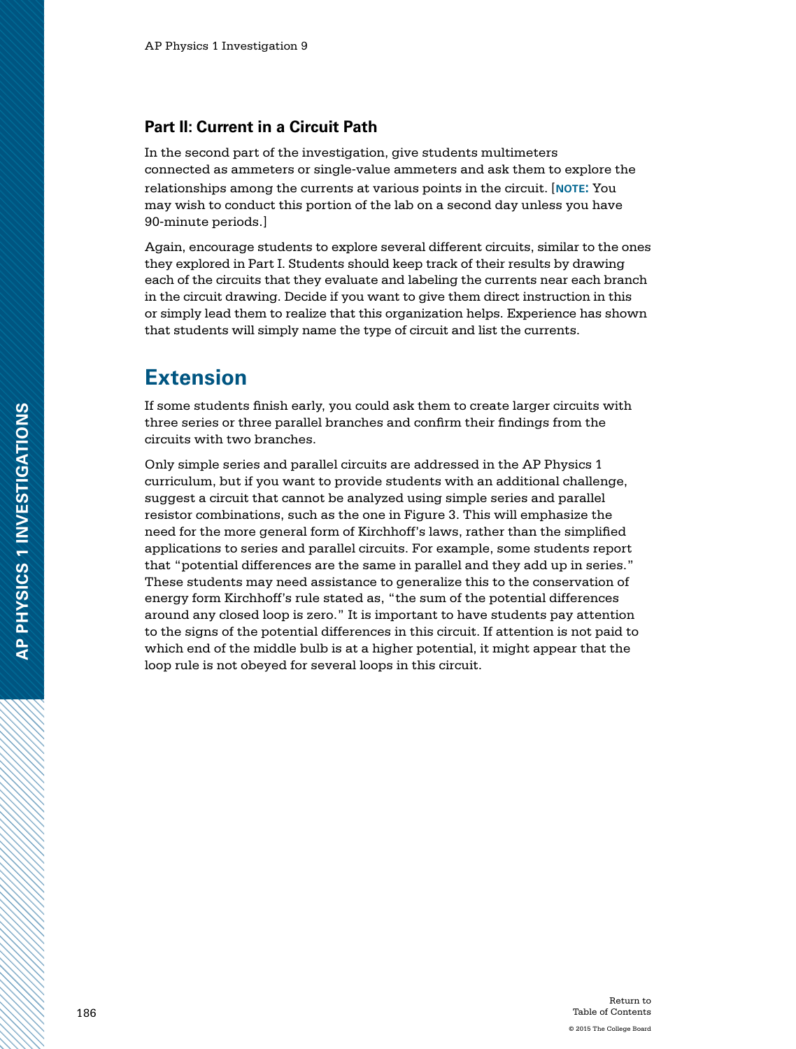### Part II: Current in a Circuit Path

In the second part of the investigation, give students multimeters connected as ammeters or single-value ammeters and ask them to explore the relationships among the currents at various points in the circuit. [**NOTE:** You may wish to conduct this portion of the lab on a second day unless you have 90-minute periods.]

Again, encourage students to explore several different circuits, similar to the ones they explored in Part I. Students should keep track of their results by drawing each of the circuits that they evaluate and labeling the currents near each branch in the circuit drawing. Decide if you want to give them direct instruction in this or simply lead them to realize that this organization helps. Experience has shown that students will simply name the type of circuit and list the currents.

## Extension

If some students finish early, you could ask them to create larger circuits with three series or three parallel branches and confirm their findings from the circuits with two branches.

Only simple series and parallel circuits are addressed in the AP Physics 1 curriculum, but if you want to provide students with an additional challenge, suggest a circuit that cannot be analyzed using simple series and parallel resistor combinations, such as the one in Figure 3. This will emphasize the need for the more general form of Kirchhoff's laws, rather than the simplified applications to series and parallel circuits. For example, some students report that "potential differences are the same in parallel and they add up in series." These students may need assistance to generalize this to the conservation of energy form Kirchhoff's rule stated as, "the sum of the potential differences around any closed loop is zero." It is important to have students pay attention to the signs of the potential differences in this circuit. If attention is not paid to which end of the middle bulb is at a higher potential, it might appear that the loop rule is not obeyed for several loops in this circuit.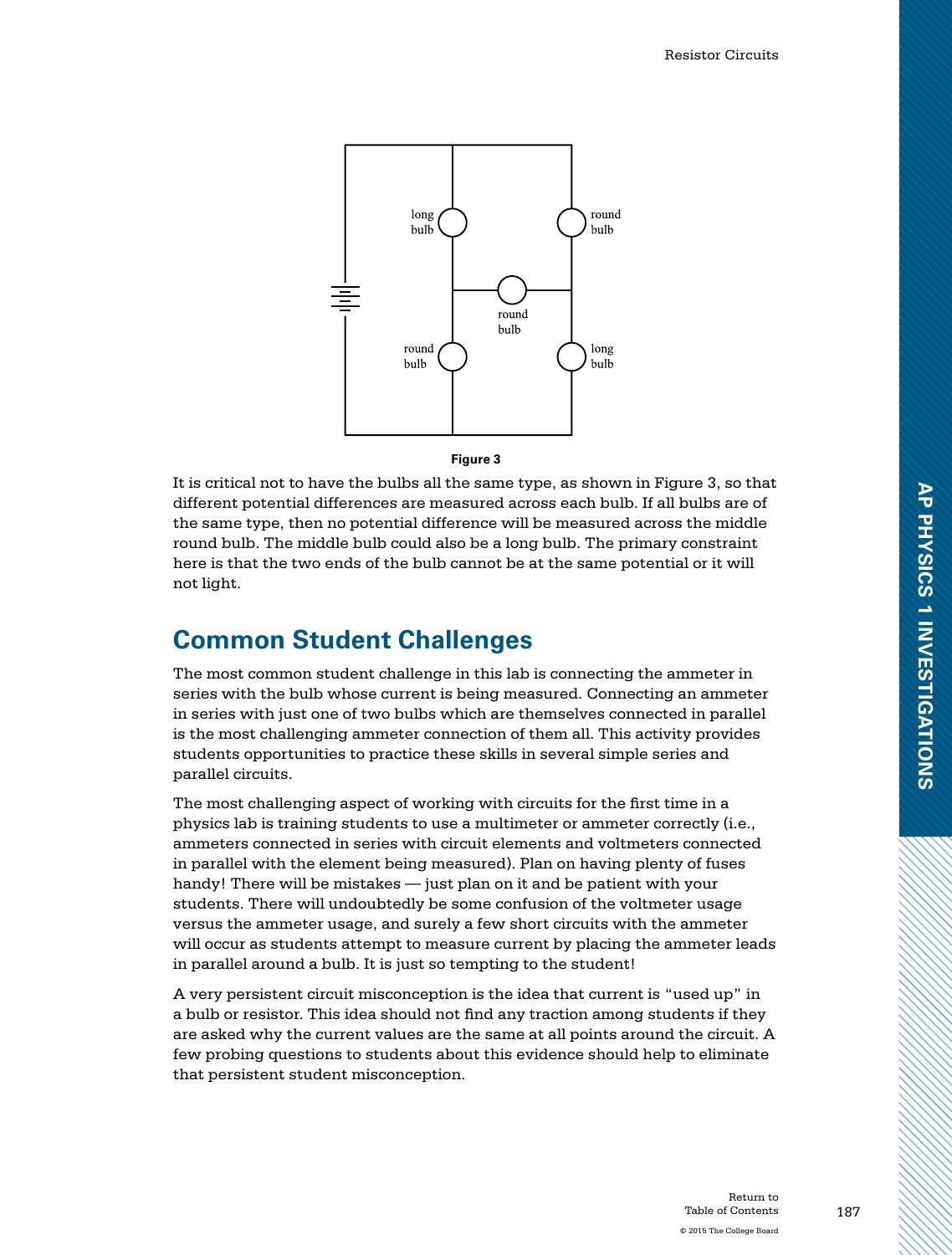**Figure 3**

It is critical not to have the bulbs all the same type, as shown in Figure 3, so that different potential differences are measured across each bulb. If all bulbs are of the same type, then no potential difference will be measured across the middle round bulb. The middle bulb could also be a long bulb. The primary constraint here is that the two ends of the bulb cannot be at the same potential or it will not light.

## Common Student Challenges

The most common student challenge in this lab is connecting the ammeter in series with the bulb whose current is being measured. Connecting an ammeter in series with just one of two bulbs which are themselves connected in parallel is the most challenging ammeter connection of them all. This activity provides students opportunities to practice these skills in several simple series and parallel circuits.

The most challenging aspect of working with circuits for the first time in a physics lab is training students to use a multimeter or ammeter correctly (i.e., ammeters connected in series with circuit elements and voltmeters connected in parallel with the element being measured). Plan on having plenty of fuses handy! There will be mistakes — just plan on it and be patient with your students. There will undoubtedly be some confusion of the voltmeter usage versus the ammeter usage, and surely a few short circuits with the ammeter will occur as students attempt to measure current by placing the ammeter leads in parallel around a bulb. It is just so tempting to the student!

A very persistent circuit misconception is the idea that current is "used up" in a bulb or resistor. This idea should not find any traction among students if they are asked why the current values are the same at all points around the circuit. A few probing questions to students about this evidence should help to eliminate that persistent student misconception.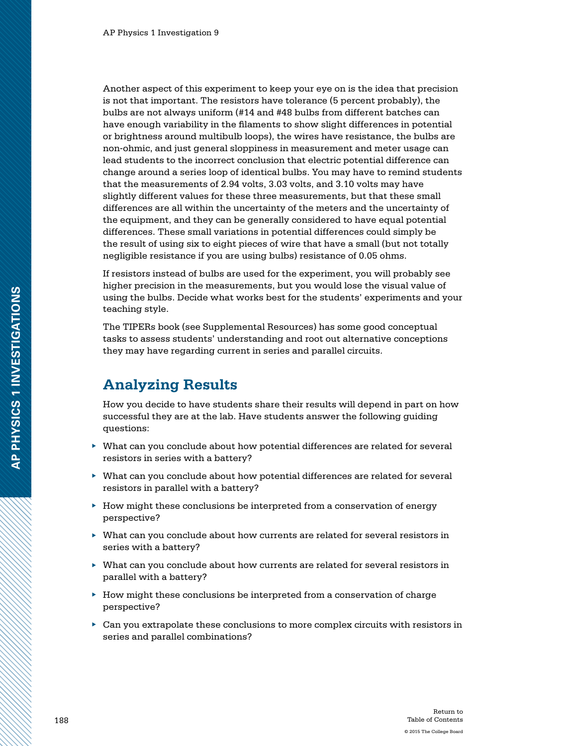Another aspect of this experiment to keep your eye on is the idea that precision is not that important. The resistors have tolerance (5 percent probably), the bulbs are not always uniform (#14 and #48 bulbs from different batches can have enough variability in the filaments to show slight differences in potential or brightness around multibulb loops), the wires have resistance, the bulbs are non-ohmic, and just general sloppiness in measurement and meter usage can lead students to the incorrect conclusion that electric potential difference can change around a series loop of identical bulbs. You may have to remind students that the measurements of 2.94 volts, 3.03 volts, and 3.10 volts may have slightly different values for these three measurements, but that these small differences are all within the uncertainty of the meters and the uncertainty of the equipment, and they can be generally considered to have equal potential differences. These small variations in potential differences could simply be the result of using six to eight pieces of wire that have a small (but not totally negligible resistance if you are using bulbs) resistance of 0.05 ohms.

If resistors instead of bulbs are used for the experiment, you will probably see higher precision in the measurements, but you would lose the visual value of using the bulbs. Decide what works best for the students' experiments and your teaching style.

The TIPERs book (see Supplemental Resources) has some good conceptual tasks to assess students' understanding and root out alternative conceptions they may have regarding current in series and parallel circuits.

## Analyzing Results

How you decide to have students share their results will depend in part on how successful they are at the lab. Have students answer the following guiding questions:

- What can you conclude about how potential differences are related for several resistors in series with a battery?
- What can you conclude about how potential differences are related for several resistors in parallel with a battery?
- How might these conclusions be interpreted from a conservation of energy perspective?
- What can you conclude about how currents are related for several resistors in series with a battery?
- What can you conclude about how currents are related for several resistors in parallel with a battery?
- How might these conclusions be interpreted from a conservation of charge perspective?
- Can you extrapolate these conclusions to more complex circuits with resistors in series and parallel combinations?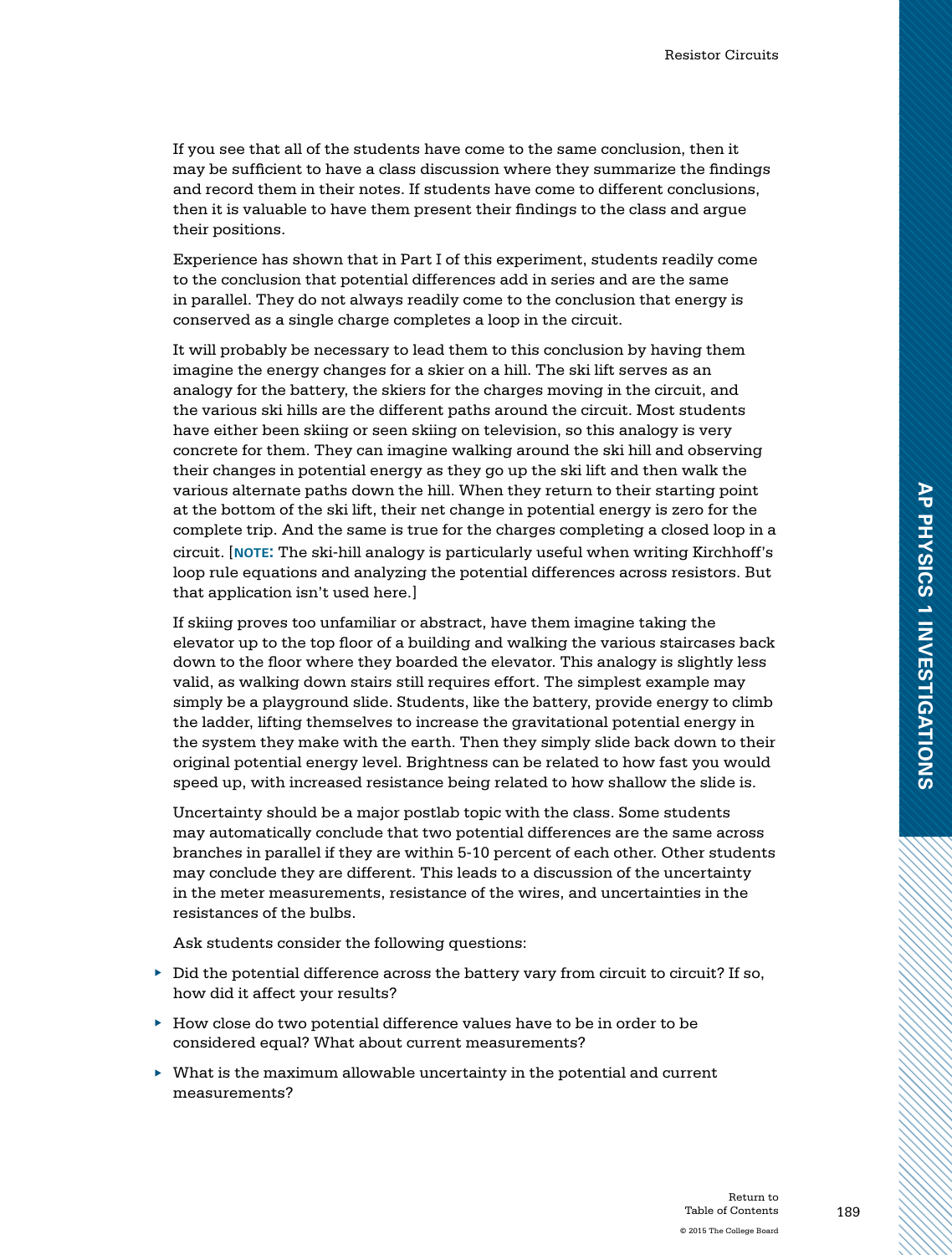If you see that all of the students have come to the same conclusion, then it may be sufficient to have a class discussion where they summarize the findings and record them in their notes. If students have come to different conclusions, then it is valuable to have them present their findings to the class and argue their positions.

Experience has shown that in Part I of this experiment, students readily come to the conclusion that potential differences add in series and are the same in parallel. They do not always readily come to the conclusion that energy is conserved as a single charge completes a loop in the circuit.

It will probably be necessary to lead them to this conclusion by having them imagine the energy changes for a skier on a hill. The ski lift serves as an analogy for the battery, the skiers for the charges moving in the circuit, and the various ski hills are the different paths around the circuit. Most students have either been skiing or seen skiing on television, so this analogy is very concrete for them. They can imagine walking around the ski hill and observing their changes in potential energy as they go up the ski lift and then walk the various alternate paths down the hill. When they return to their starting point at the bottom of the ski lift, their net change in potential energy is zero for the complete trip. And the same is true for the charges completing a closed loop in a circuit. [**NOTE:** The ski-hill analogy is particularly useful when writing Kirchhoff's loop rule equations and analyzing the potential differences across resistors. But that application isn't used here.]

If skiing proves too unfamiliar or abstract, have them imagine taking the elevator up to the top floor of a building and walking the various staircases back down to the floor where they boarded the elevator. This analogy is slightly less valid, as walking down stairs still requires effort. The simplest example may simply be a playground slide. Students, like the battery, provide energy to climb the ladder, lifting themselves to increase the gravitational potential energy in the system they make with the earth. Then they simply slide back down to their original potential energy level. Brightness can be related to how fast you would speed up, with increased resistance being related to how shallow the slide is.

Uncertainty should be a major postlab topic with the class. Some students may automatically conclude that two potential differences are the same across branches in parallel if they are within 5-10 percent of each other. Other students may conclude they are different. This leads to a discussion of the uncertainty in the meter measurements, resistance of the wires, and uncertainties in the resistances of the bulbs.

Ask students consider the following questions:

- Did the potential difference across the battery vary from circuit to circuit? If so, how did it affect your results?
- How close do two potential difference values have to be in order to be considered equal? What about current measurements?
- What is the maximum allowable uncertainty in the potential and current measurements?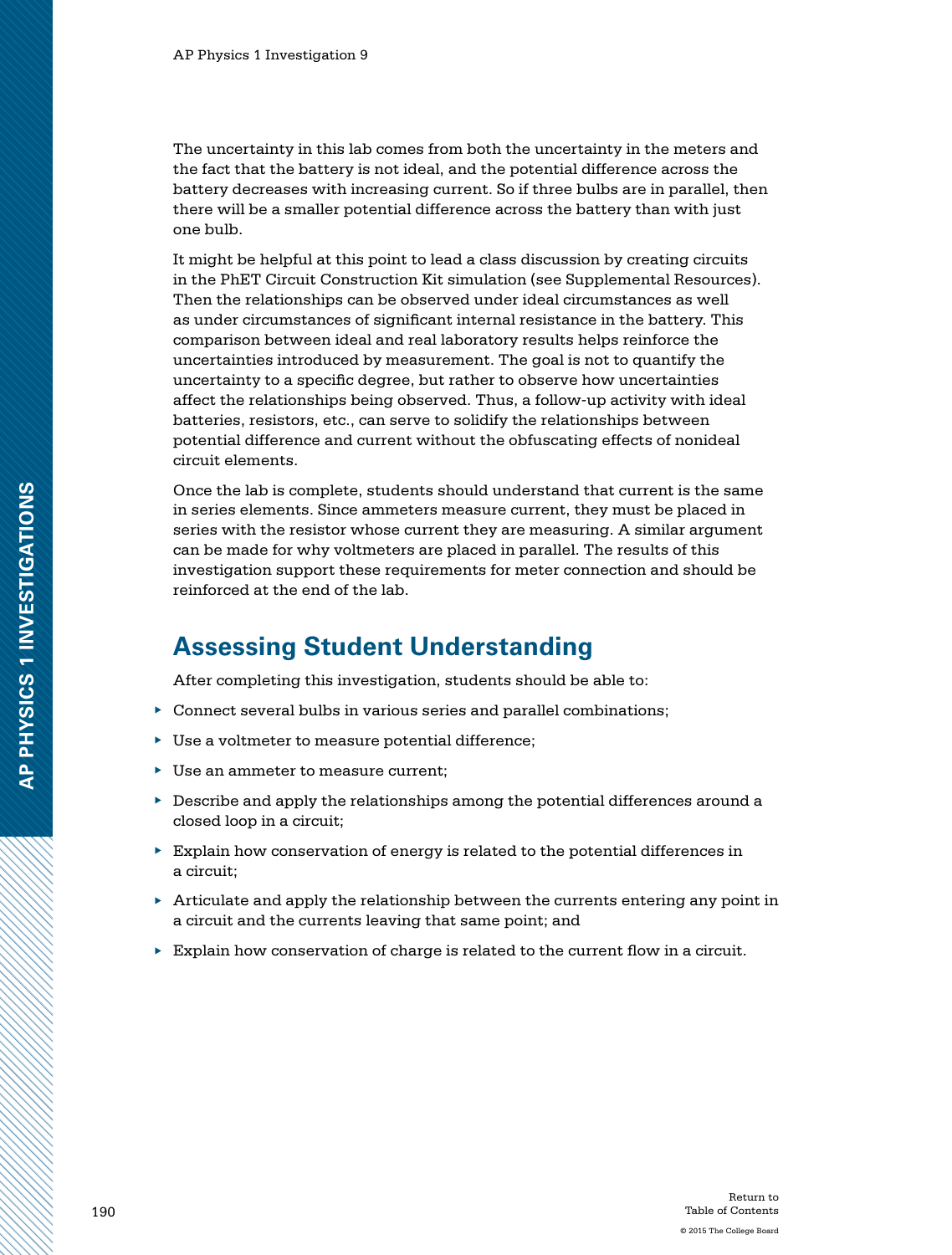The uncertainty in this lab comes from both the uncertainty in the meters and the fact that the battery is not ideal, and the potential difference across the battery decreases with increasing current. So if three bulbs are in parallel, then there will be a smaller potential difference across the battery than with just one bulb.

It might be helpful at this point to lead a class discussion by creating circuits in the PhET Circuit Construction Kit simulation (see Supplemental Resources). Then the relationships can be observed under ideal circumstances as well as under circumstances of significant internal resistance in the battery. This comparison between ideal and real laboratory results helps reinforce the uncertainties introduced by measurement. The goal is not to quantify the uncertainty to a specific degree, but rather to observe how uncertainties affect the relationships being observed. Thus, a follow-up activity with ideal batteries, resistors, etc., can serve to solidify the relationships between potential difference and current without the obfuscating effects of nonideal circuit elements.

Once the lab is complete, students should understand that current is the same in series elements. Since ammeters measure current, they must be placed in series with the resistor whose current they are measuring. A similar argument can be made for why voltmeters are placed in parallel. The results of this investigation support these requirements for meter connection and should be reinforced at the end of the lab.

## Assessing Student Understanding

After completing this investigation, students should be able to:

- Connect several bulbs in various series and parallel combinations;
- Use a voltmeter to measure potential difference;
- Use an ammeter to measure current;
- Describe and apply the relationships among the potential differences around a closed loop in a circuit;
- Explain how conservation of energy is related to the potential differences in a circuit;
- Articulate and apply the relationship between the currents entering any point in a circuit and the currents leaving that same point; and
- Explain how conservation of charge is related to the current flow in a circuit.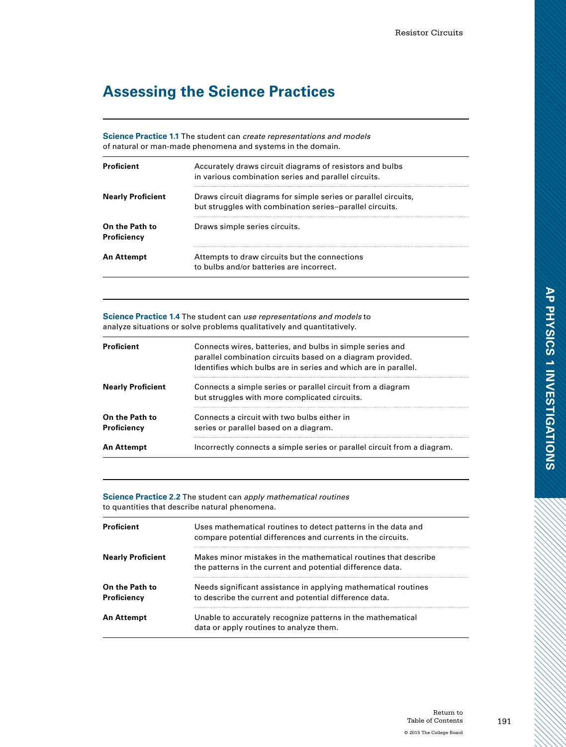## Assessing the Science Practices

**Science Practice 1.1** The student can *create representations and models* of natural or man-made phenomena and systems in the domain.

| | |
|---|---|
| **Proficient** | Accurately draws circuit diagrams of resistors and bulbs in various combination series and parallel circuits. |
| **Nearly Proficient** | Draws circuit diagrams for simple series or parallel circuits, but struggles with combination series–parallel circuits. |
| **On the Path to Proficiency** | Draws simple series circuits. |
| **An Attempt** | Attempts to draw circuits but the connections to bulbs and/or batteries are incorrect. |

**Science Practice 1.4** The student can *use representations and models* to analyze situations or solve problems qualitatively and quantitatively.

| | |
|---|---|
| **Proficient** | Connects wires, batteries, and bulbs in simple series and parallel combination circuits based on a diagram provided. Identifies which bulbs are in series and which are in parallel. |
| **Nearly Proficient** | Connects a simple series or parallel circuit from a diagram but struggles with more complicated circuits. |
| **On the Path to Proficiency** | Connects a circuit with two bulbs either in series or parallel based on a diagram. |
| **An Attempt** | Incorrectly connects a simple series or parallel circuit from a diagram. |

**Science Practice 2.2** The student can *apply mathematical routines* to quantities that describe natural phenomena.

| | |
|---|---|
| **Proficient** | Uses mathematical routines to detect patterns in the data and compare potential differences and currents in the circuits. |
| **Nearly Proficient** | Makes minor mistakes in the mathematical routines that describe the patterns in the current and potential difference data. |
| **On the Path to Proficiency** | Needs significant assistance in applying mathematical routines to describe the current and potential difference data. |
| **An Attempt** | Unable to accurately recognize patterns in the mathematical data or apply routines to analyze them. |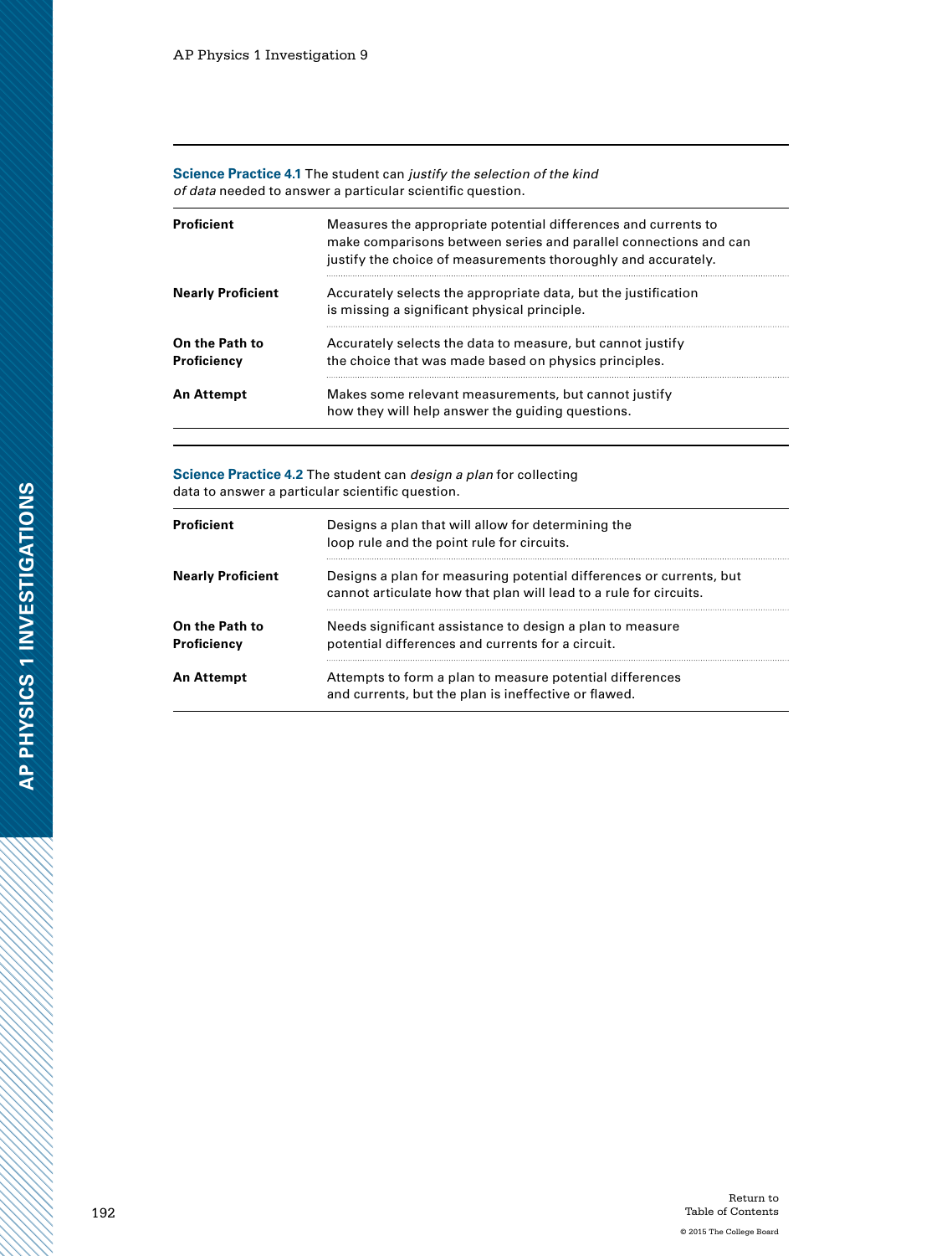**Science Practice 4.1** The student can *justify the selection of the kind of data* needed to answer a particular scientific question.

| | |
|---|---|
| **Proficient** | Measures the appropriate potential differences and currents to make comparisons between series and parallel connections and can justify the choice of measurements thoroughly and accurately. |
| **Nearly Proficient** | Accurately selects the appropriate data, but the justification is missing a significant physical principle. |
| **On the Path to Proficiency** | Accurately selects the data to measure, but cannot justify the choice that was made based on physics principles. |
| **An Attempt** | Makes some relevant measurements, but cannot justify how they will help answer the guiding questions. |

**Science Practice 4.2** The student can *design a plan* for collecting data to answer a particular scientific question.

| | |
|---|---|
| **Proficient** | Designs a plan that will allow for determining the loop rule and the point rule for circuits. |
| **Nearly Proficient** | Designs a plan for measuring potential differences or currents, but cannot articulate how that plan will lead to a rule for circuits. |
| **On the Path to Proficiency** | Needs significant assistance to design a plan to measure potential differences and currents for a circuit. |
| **An Attempt** | Attempts to form a plan to measure potential differences and currents, but the plan is ineffective or flawed. |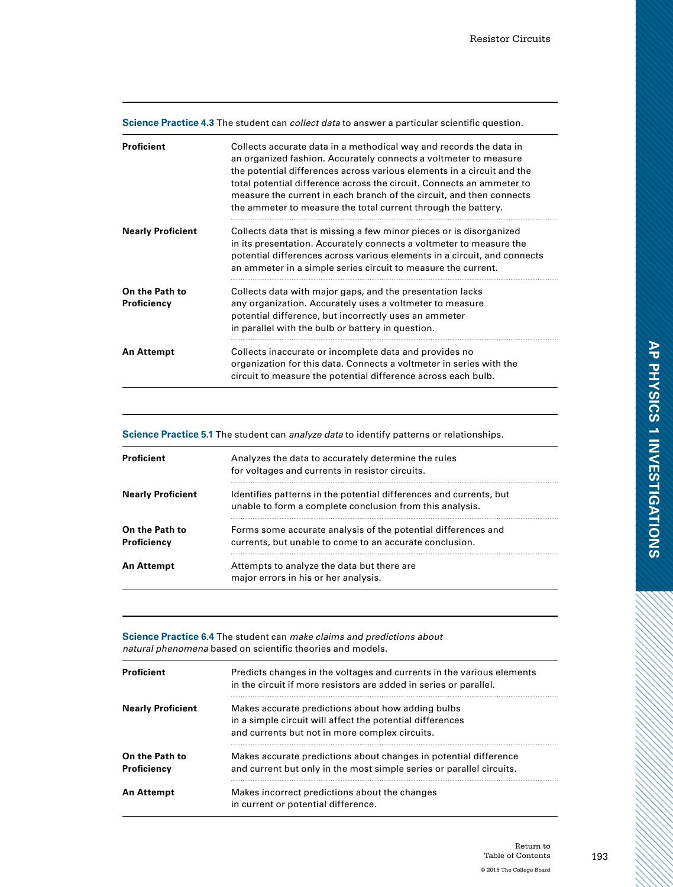**Science Practice 4.3** The student can *collect data* to answer a particular scientific question.

| | |
|---|---|
| **Proficient** | Collects accurate data in a methodical way and records the data in an organized fashion. Accurately connects a voltmeter to measure the potential differences across various elements in a circuit and the total potential difference across the circuit. Connects an ammeter to measure the current in each branch of the circuit, and then connects the ammeter to measure the total current through the battery. |
| **Nearly Proficient** | Collects data that is missing a few minor pieces or is disorganized in its presentation. Accurately connects a voltmeter to measure the potential differences across various elements in a circuit, and connects an ammeter in a simple series circuit to measure the current. |
| **On the Path to Proficiency** | Collects data with major gaps, and the presentation lacks any organization. Accurately uses a voltmeter to measure potential difference, but incorrectly uses an ammeter in parallel with the bulb or battery in question. |
| **An Attempt** | Collects inaccurate or incomplete data and provides no organization for this data. Connects a voltmeter in series with the circuit to measure the potential difference across each bulb. |

**Science Practice 5.1** The student can *analyze data* to identify patterns or relationships.

| | |
|---|---|
| **Proficient** | Analyzes the data to accurately determine the rules for voltages and currents in resistor circuits. |
| **Nearly Proficient** | Identifies patterns in the potential differences and currents, but unable to form a complete conclusion from this analysis. |
| **On the Path to Proficiency** | Forms some accurate analysis of the potential differences and currents, but unable to come to an accurate conclusion. |
| **An Attempt** | Attempts to analyze the data but there are major errors in his or her analysis. |

**Science Practice 6.4** The student can *make claims and predictions about natural phenomena* based on scientific theories and models.

| | |
|---|---|
| **Proficient** | Predicts changes in the voltages and currents in the various elements in the circuit if more resistors are added in series or parallel. |
| **Nearly Proficient** | Makes accurate predictions about how adding bulbs in a simple circuit will affect the potential differences and currents but not in more complex circuits. |
| **On the Path to Proficiency** | Makes accurate predictions about changes in potential difference and current but only in the most simple series or parallel circuits. |
| **An Attempt** | Makes incorrect predictions about the changes in current or potential difference. |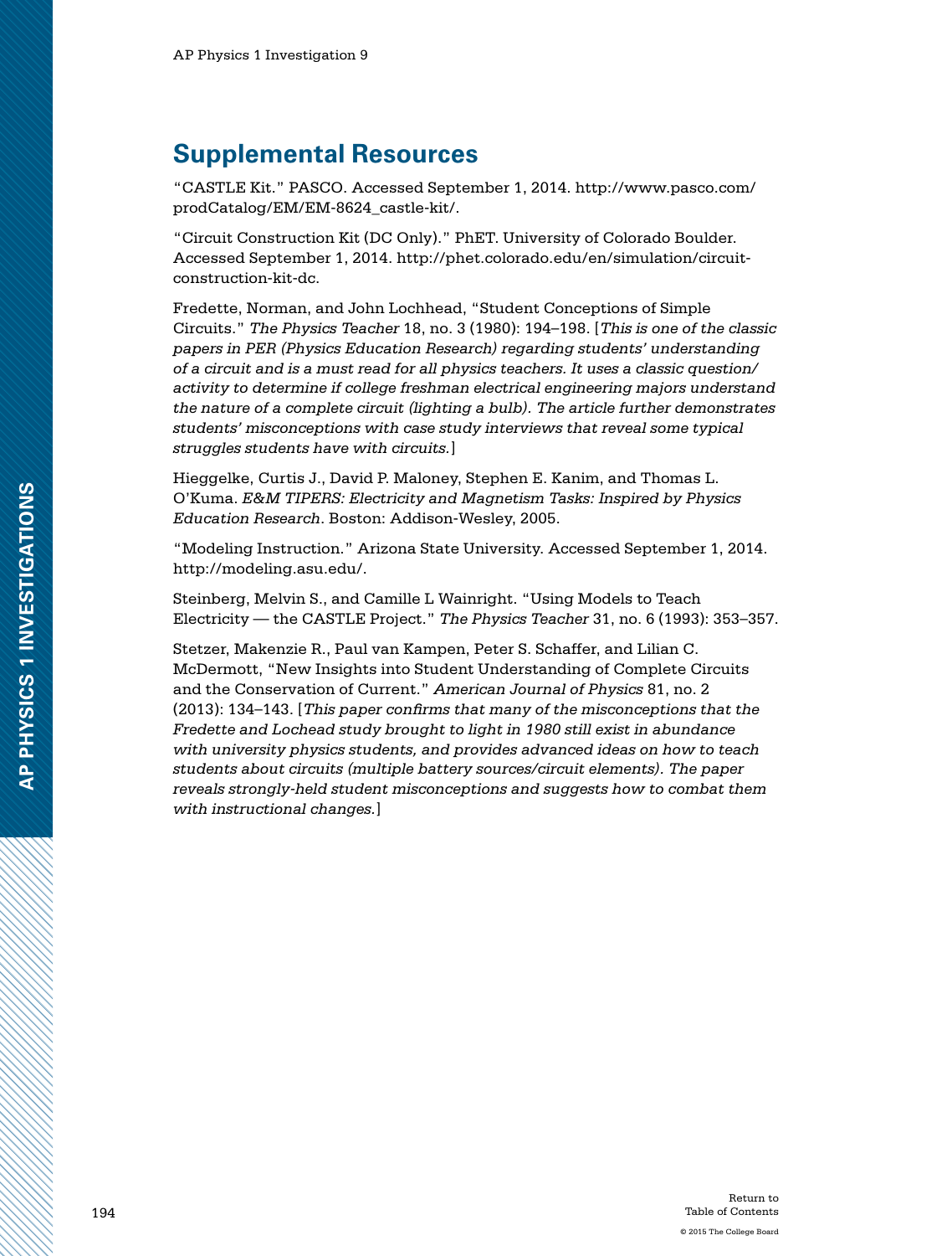## Supplemental Resources

"CASTLE Kit." PASCO. Accessed September 1, 2014. http://www.pasco.com/prodCatalog/EM/EM-8624_castle-kit/.

"Circuit Construction Kit (DC Only)." PhET. University of Colorado Boulder. Accessed September 1, 2014. http://phet.colorado.edu/en/simulation/circuit-construction-kit-dc.

Fredette, Norman, and John Lochhead, "Student Conceptions of Simple Circuits." *The Physics Teacher* 18, no. 3 (1980): 194–198. [*This is one of the classic papers in PER (Physics Education Research) regarding students' understanding of a circuit and is a must read for all physics teachers. It uses a classic question/activity to determine if college freshman electrical engineering majors understand the nature of a complete circuit (lighting a bulb). The article further demonstrates students' misconceptions with case study interviews that reveal some typical struggles students have with circuits.*]

Hieggelke, Curtis J., David P. Maloney, Stephen E. Kanim, and Thomas L. O'Kuma. *E&M TIPERS: Electricity and Magnetism Tasks: Inspired by Physics Education Research*. Boston: Addison-Wesley, 2005.

"Modeling Instruction." Arizona State University. Accessed September 1, 2014. http://modeling.asu.edu/.

Steinberg, Melvin S., and Camille L Wainright. "Using Models to Teach Electricity — the CASTLE Project." *The Physics Teacher* 31, no. 6 (1993): 353–357.

Stetzer, Makenzie R., Paul van Kampen, Peter S. Schaffer, and Lilian C. McDermott, "New Insights into Student Understanding of Complete Circuits and the Conservation of Current." *American Journal of Physics* 81, no. 2 (2013): 134–143. [*This paper confirms that many of the misconceptions that the Fredette and Lochead study brought to light in 1980 still exist in abundance with university physics students, and provides advanced ideas on how to teach students about circuits (multiple battery sources/circuit elements). The paper reveals strongly-held student misconceptions and suggests how to combat them with instructional changes.*]